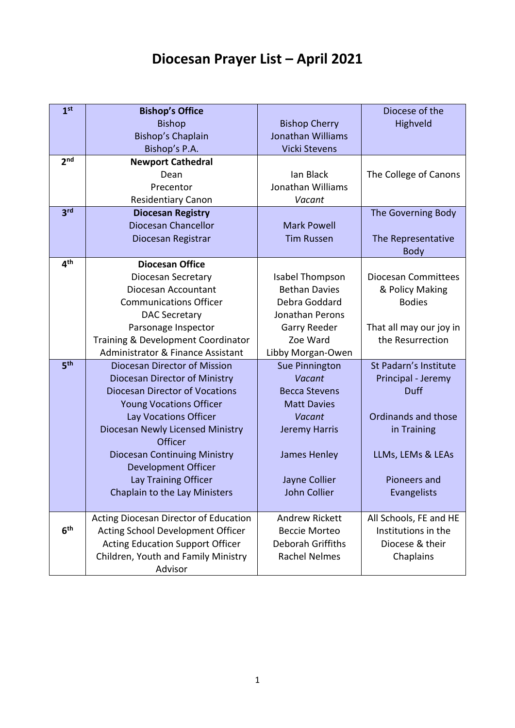# Diocesan Prayer List – April 2021

| | | | |
|---|---|---|---|
| 1st | **Bishop's Office**<br>Bishop<br>Bishop's Chaplain<br>Bishop's P.A. | <br>Bishop Cherry<br>Jonathan Williams<br>Vicki Stevens | Diocese of the Highveld |
| 2nd | **Newport Cathedral**<br>Dean<br>Precentor<br>Residentiary Canon | <br>Ian Black<br>Jonathan Williams<br>*Vacant* | The College of Canons |
| 3rd | **Diocesan Registry**<br>Diocesan Chancellor<br>Diocesan Registrar | <br>Mark Powell<br>Tim Russen | The Governing Body<br><br>The Representative Body |
| 4th | **Diocesan Office**<br>Diocesan Secretary<br>Diocesan Accountant<br>Communications Officer<br>DAC Secretary<br>Parsonage Inspector<br>Training & Development Coordinator<br>Administrator & Finance Assistant | <br>Isabel Thompson<br>Bethan Davies<br>Debra Goddard<br>Jonathan Perons<br>Garry Reeder<br>Zoe Ward<br>Libby Morgan-Owen | Diocesan Committees & Policy Making Bodies<br><br>That all may our joy in the Resurrection |
| 5th | Diocesan Director of Mission<br>Diocesan Director of Ministry<br>Diocesan Director of Vocations<br>Young Vocations Officer<br>Lay Vocations Officer<br>Diocesan Newly Licensed Ministry Officer<br>Diocesan Continuing Ministry Development Officer<br>Lay Training Officer<br>Chaplain to the Lay Ministers | Sue Pinnington<br>*Vacant*<br>Becca Stevens<br>Matt Davies<br>*Vacant*<br>Jeremy Harris<br><br>James Henley<br><br>Jayne Collier<br>John Collier | St Padarn's Institute Principal - Jeremy Duff<br><br>Ordinands and those in Training<br><br>LLMs, LEMs & LEAs<br><br>Pioneers and Evangelists |
| 6th | Acting Diocesan Director of Education<br>Acting School Development Officer<br>Acting Education Support Officer<br>Children, Youth and Family Ministry Advisor | Andrew Rickett<br>Beccie Morteo<br>Deborah Griffiths<br>Rachel Nelmes | All Schools, FE and HE Institutions in the Diocese & their Chaplains |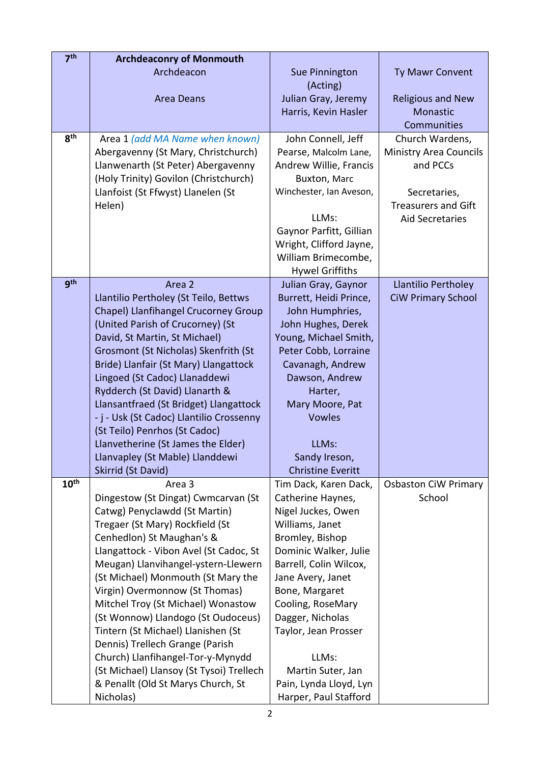| | | | |
|---|---|---|---|
| 7th | **Archdeaconry of Monmouth**<br>Archdeacon<br><br>Area Deans | Sue Pinnington (Acting)<br>Julian Gray, Jeremy Harris, Kevin Hasler | Ty Mawr Convent<br><br>Religious and New Monastic Communities |
| 8th | Area 1 *(add MA Name when known)* Abergavenny (St Mary, Christchurch) Llanwenarth (St Peter) Abergavenny (Holy Trinity) Govilon (Christchurch) Llanfoist (St Ffwyst) Llanelen (St Helen) | John Connell, Jeff Pearse, Malcolm Lane, Andrew Willie, Francis Buxton, Marc Winchester, Ian Aveson,<br><br>LLMs:<br>Gaynor Parfitt, Gillian Wright, Clifford Jayne, William Brimecombe, Hywel Griffiths | Church Wardens, Ministry Area Councils and PCCs<br><br>Secretaries, Treasurers and Gift Aid Secretaries |
| 9th | Area 2<br>Llantilio Pertholey (St Teilo, Bettws Chapel) Llanfihangel Crucorney Group (United Parish of Crucorney) (St David, St Martin, St Michael) Grosmont (St Nicholas) Skenfrith (St Bride) Llanfair (St Mary) Llangattock Lingoed (St Cadoc) Llanaddewi Rydderch (St David) Llanarth & Llansantfraed (St Bridget) Llangattock - j - Usk (St Cadoc) Llantilio Crossenny (St Teilo) Penrhos (St Cadoc) Llanvetherine (St James the Elder) Llanvapley (St Mable) Llanddewi Skirrid (St David) | Julian Gray, Gaynor Burrett, Heidi Prince, John Humphries, John Hughes, Derek Young, Michael Smith, Peter Cobb, Lorraine Cavanagh, Andrew Dawson, Andrew Harter, Mary Moore, Pat Vowles<br><br>LLMs:<br>Sandy Ireson, Christine Everitt | Llantilio Pertholey CiW Primary School |
| 10th | Area 3<br>Dingestow (St Dingat) Cwmcarvan (St Catwg) Penyclawdd (St Martin) Tregaer (St Mary) Rockfield (St Cenhedlon) St Maughan's & Llangattock - Vibon Avel (St Cadoc, St Meugan) Llanvihangel-ystern-Llewern (St Michael) Monmouth (St Mary the Virgin) Overmonnow (St Thomas) Mitchel Troy (St Michael) Wonastow (St Wonnow) Llandogo (St Oudoceus) Tintern (St Michael) Llanishen (St Dennis) Trellech Grange (Parish Church) Llanfihangel-Tor-y-Mynydd (St Michael) Llansoy (St Tysoi) Trellech & Penallt (Old St Marys Church, St Nicholas) | Tim Dack, Karen Dack, Catherine Haynes, Nigel Juckes, Owen Williams, Janet Bromley, Bishop Dominic Walker, Julie Barrell, Colin Wilcox, Jane Avery, Janet Bone, Margaret Cooling, RoseMary Dagger, Nicholas Taylor, Jean Prosser<br><br>LLMs:<br>Martin Suter, Jan Pain, Lynda Lloyd, Lyn Harper, Paul Stafford | Osbaston CiW Primary School |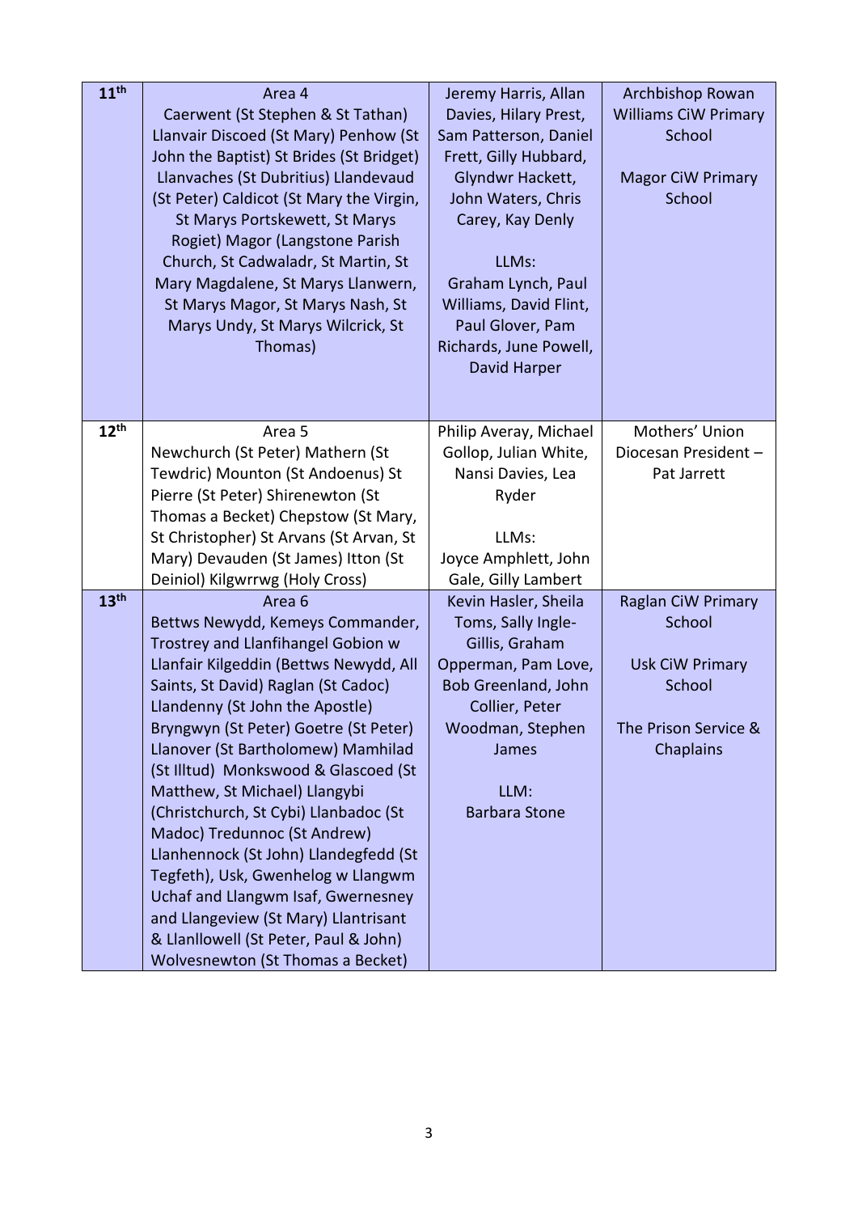| | | | |
|---|---|---|---|
| 11th | Area 4<br>Caerwent (St Stephen & St Tathan) Llanvair Discoed (St Mary) Penhow (St John the Baptist) St Brides (St Bridget) Llanvaches (St Dubritius) Llandevaud (St Peter) Caldicot (St Mary the Virgin, St Marys Portskewett, St Marys Rogiet) Magor (Langstone Parish Church, St Cadwaladr, St Martin, St Mary Magdalene, St Marys Llanwern, St Marys Magor, St Marys Nash, St Marys Undy, St Marys Wilcrick, St Thomas) | Jeremy Harris, Allan Davies, Hilary Prest, Sam Patterson, Daniel Frett, Gilly Hubbard, Glyndwr Hackett, John Waters, Chris Carey, Kay Denly<br><br>LLMs:<br>Graham Lynch, Paul Williams, David Flint, Paul Glover, Pam Richards, June Powell, David Harper | Archbishop Rowan Williams CiW Primary School<br><br>Magor CiW Primary School |
| 12th | Area 5<br>Newchurch (St Peter) Mathern (St Tewdric) Mounton (St Andoenus) St Pierre (St Peter) Shirenewton (St Thomas a Becket) Chepstow (St Mary, St Christopher) St Arvans (St Arvan, St Mary) Devauden (St James) Itton (St Deiniol) Kilgwrrwg (Holy Cross) | Philip Averay, Michael Gollop, Julian White, Nansi Davies, Lea Ryder<br><br>LLMs:<br>Joyce Amphlett, John Gale, Gilly Lambert | Mothers' Union Diocesan President – Pat Jarrett |
| 13th | Area 6<br>Bettws Newydd, Kemeys Commander, Trostrey and Llanfihangel Gobion w Llanfair Kilgeddin (Bettws Newydd, All Saints, St David) Raglan (St Cadoc) Llandenny (St John the Apostle) Bryngwyn (St Peter) Goetre (St Peter) Llanover (St Bartholomew) Mamhilad (St Illtud) Monkswood & Glascoed (St Matthew, St Michael) Llangybi (Christchurch, St Cybi) Llanbadoc (St Madoc) Tredunnoc (St Andrew) Llanhennock (St John) Llandegfedd (St Tegfeth), Usk, Gwenhelog w Llangwm Uchaf and Llangwm Isaf, Gwernesney and Llangeview (St Mary) Llantrisant & Llanllowell (St Peter, Paul & John) Wolvesnewton (St Thomas a Becket) | Kevin Hasler, Sheila Toms, Sally Ingle-Gillis, Graham Opperman, Pam Love, Bob Greenland, John Collier, Peter Woodman, Stephen James<br><br>LLM:<br>Barbara Stone | Raglan CiW Primary School<br><br>Usk CiW Primary School<br><br>The Prison Service & Chaplains |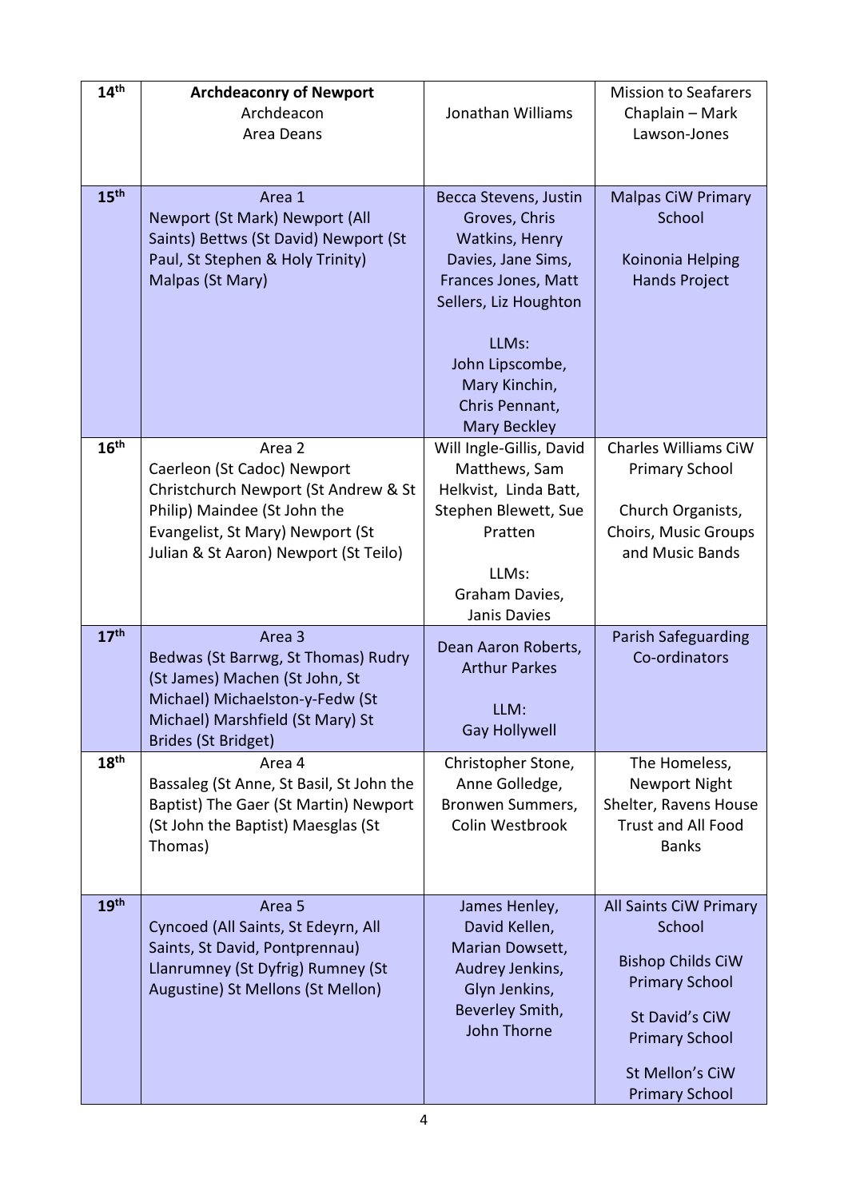| | | | |
|---|---|---|---|
| 14th | **Archdeaconry of Newport**<br>Archdeacon<br>Area Deans | Jonathan Williams | Mission to Seafarers Chaplain – Mark Lawson-Jones |
| 15th | Area 1<br>Newport (St Mark) Newport (All Saints) Bettws (St David) Newport (St Paul, St Stephen & Holy Trinity) Malpas (St Mary) | Becca Stevens, Justin Groves, Chris Watkins, Henry Davies, Jane Sims, Frances Jones, Matt Sellers, Liz Houghton<br><br>LLMs:<br>John Lipscombe, Mary Kinchin, Chris Pennant, Mary Beckley | Malpas CiW Primary School<br><br>Koinonia Helping Hands Project |
| 16th | Area 2<br>Caerleon (St Cadoc) Newport Christchurch Newport (St Andrew & St Philip) Maindee (St John the Evangelist, St Mary) Newport (St Julian & St Aaron) Newport (St Teilo) | Will Ingle-Gillis, David Matthews, Sam Helkvist, Linda Batt, Stephen Blewett, Sue Pratten<br><br>LLMs:<br>Graham Davies, Janis Davies | Charles Williams CiW Primary School<br><br>Church Organists, Choirs, Music Groups and Music Bands |
| 17th | Area 3<br>Bedwas (St Barrwg, St Thomas) Rudry (St James) Machen (St John, St Michael) Michaelston-y-Fedw (St Michael) Marshfield (St Mary) St Brides (St Bridget) | Dean Aaron Roberts, Arthur Parkes<br><br>LLM:<br>Gay Hollywell | Parish Safeguarding Co-ordinators |
| 18th | Area 4<br>Bassaleg (St Anne, St Basil, St John the Baptist) The Gaer (St Martin) Newport (St John the Baptist) Maesglas (St Thomas) | Christopher Stone, Anne Golledge, Bronwen Summers, Colin Westbrook | The Homeless, Newport Night Shelter, Ravens House Trust and All Food Banks |
| 19th | Area 5<br>Cyncoed (All Saints, St Edeyrn, All Saints, St David, Pontprennau) Llanrumney (St Dyfrig) Rumney (St Augustine) St Mellons (St Mellon) | James Henley, David Kellen, Marian Dowsett, Audrey Jenkins, Glyn Jenkins, Beverley Smith, John Thorne | All Saints CiW Primary School<br><br>Bishop Childs CiW Primary School<br><br>St David's CiW Primary School<br><br>St Mellon's CiW Primary School |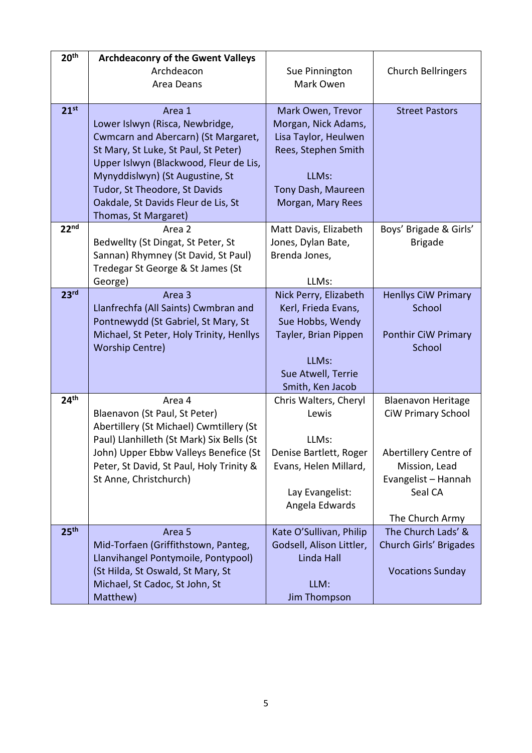| | | | |
|---|---|---|---|
| 20th | **Archdeaconry of the Gwent Valleys**<br>Archdeacon<br>Area Deans | Sue Pinnington<br>Mark Owen | Church Bellringers |
| 21st | Area 1<br>Lower Islwyn (Risca, Newbridge, Cwmcarn and Abercarn) (St Margaret, St Mary, St Luke, St Paul, St Peter) Upper Islwyn (Blackwood, Fleur de Lis, Mynyddislwyn) (St Augustine, St Tudor, St Theodore, St Davids Oakdale, St Davids Fleur de Lis, St Thomas, St Margaret) | Mark Owen, Trevor Morgan, Nick Adams, Lisa Taylor, Heulwen Rees, Stephen Smith<br><br>LLMs:<br>Tony Dash, Maureen Morgan, Mary Rees | Street Pastors |
| 22nd | Area 2<br>Bedwellty (St Dingat, St Peter, St Sannan) Rhymney (St David, St Paul) Tredegar St George & St James (St George) | Matt Davis, Elizabeth Jones, Dylan Bate, Brenda Jones,<br><br>LLMs: | Boys' Brigade & Girls' Brigade |
| 23rd | Area 3<br>Llanfrechfa (All Saints) Cwmbran and Pontnewydd (St Gabriel, St Mary, St Michael, St Peter, Holy Trinity, Henllys Worship Centre) | Nick Perry, Elizabeth Kerl, Frieda Evans, Sue Hobbs, Wendy Tayler, Brian Pippen<br><br>LLMs:<br>Sue Atwell, Terrie Smith, Ken Jacob | Henllys CiW Primary School<br><br>Ponthir CiW Primary School |
| 24th | Area 4<br>Blaenavon (St Paul, St Peter) Abertillery (St Michael) Cwmtillery (St Paul) Llanhilleth (St Mark) Six Bells (St John) Upper Ebbw Valleys Benefice (St Peter, St David, St Paul, Holy Trinity & St Anne, Christchurch) | Chris Walters, Cheryl Lewis<br><br>LLMs:<br>Denise Bartlett, Roger Evans, Helen Millard,<br><br>Lay Evangelist:<br>Angela Edwards | Blaenavon Heritage CiW Primary School<br><br>Abertillery Centre of Mission, Lead Evangelist – Hannah Seal CA<br><br>The Church Army |
| 25th | Area 5<br>Mid-Torfaen (Griffithstown, Panteg, Llanvihangel Pontymoile, Pontypool) (St Hilda, St Oswald, St Mary, St Michael, St Cadoc, St John, St Matthew) | Kate O'Sullivan, Philip Godsell, Alison Littler, Linda Hall<br><br>LLM:<br>Jim Thompson | The Church Lads' & Church Girls' Brigades<br><br>Vocations Sunday |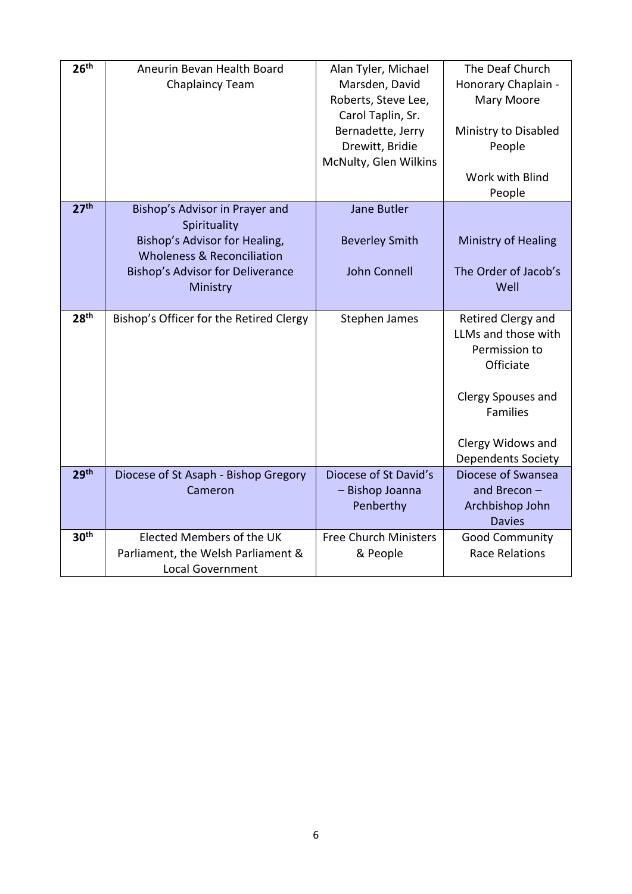| | | | |
|---|---|---|---|
| **26th** | Aneurin Bevan Health Board Chaplaincy Team | Alan Tyler, Michael Marsden, David Roberts, Steve Lee, Carol Taplin, Sr. Bernadette, Jerry Drewitt, Bridie McNulty, Glen Wilkins | The Deaf Church Honorary Chaplain - Mary Moore<br><br>Ministry to Disabled People<br><br>Work with Blind People |
| **27th** | Bishop's Advisor in Prayer and Spirituality<br>Bishop's Advisor for Healing, Wholeness & Reconciliation<br>Bishop's Advisor for Deliverance Ministry | Jane Butler<br><br>Beverley Smith<br><br>John Connell | <br><br>Ministry of Healing<br><br>The Order of Jacob's Well |
| **28th** | Bishop's Officer for the Retired Clergy | Stephen James | Retired Clergy and LLMs and those with Permission to Officiate<br><br>Clergy Spouses and Families<br><br>Clergy Widows and Dependents Society |
| **29th** | Diocese of St Asaph - Bishop Gregory Cameron | Diocese of St David's – Bishop Joanna Penberthy | Diocese of Swansea and Brecon – Archbishop John Davies |
| **30th** | Elected Members of the UK Parliament, the Welsh Parliament & Local Government | Free Church Ministers & People | Good Community Race Relations |